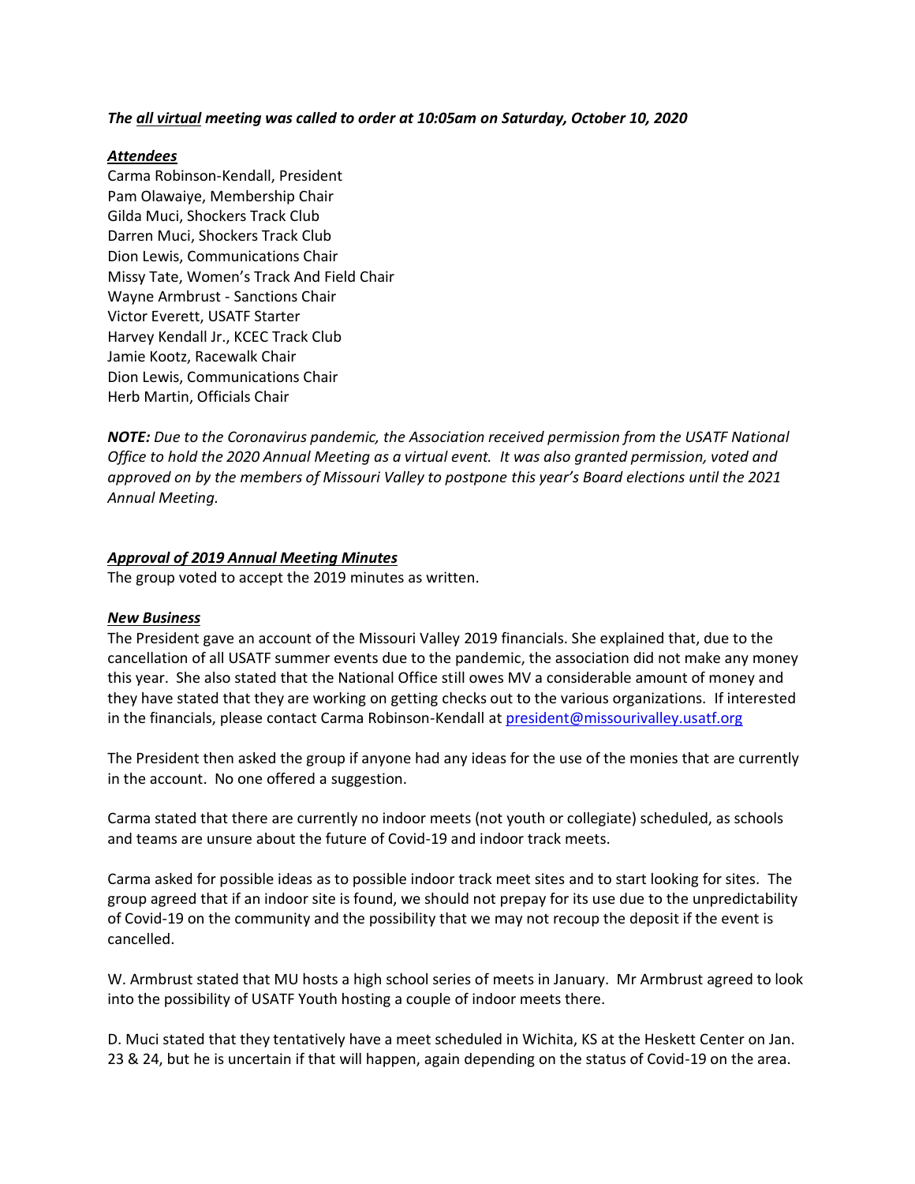***The <u>all virtual</u> meeting was called to order at 10:05am on Saturday, October 10, 2020***

***<u>Attendees</u>***

Carma Robinson-Kendall, President
Pam Olawaiye, Membership Chair
Gilda Muci, Shockers Track Club
Darren Muci, Shockers Track Club
Dion Lewis, Communications Chair
Missy Tate, Women's Track And Field Chair
Wayne Armbrust - Sanctions Chair
Victor Everett, USATF Starter
Harvey Kendall Jr., KCEC Track Club
Jamie Kootz, Racewalk Chair
Dion Lewis, Communications Chair
Herb Martin, Officials Chair

***NOTE:*** *Due to the Coronavirus pandemic, the Association received permission from the USATF National Office to hold the 2020 Annual Meeting as a virtual event. It was also granted permission, voted and approved on by the members of Missouri Valley to postpone this year's Board elections until the 2021 Annual Meeting.*

***<u>Approval of 2019 Annual Meeting Minutes</u>***

The group voted to accept the 2019 minutes as written.

***<u>New Business</u>***

The President gave an account of the Missouri Valley 2019 financials. She explained that, due to the cancellation of all USATF summer events due to the pandemic, the association did not make any money this year. She also stated that the National Office still owes MV a considerable amount of money and they have stated that they are working on getting checks out to the various organizations. If interested in the financials, please contact Carma Robinson-Kendall at president@missourivalley.usatf.org

The President then asked the group if anyone had any ideas for the use of the monies that are currently in the account. No one offered a suggestion.

Carma stated that there are currently no indoor meets (not youth or collegiate) scheduled, as schools and teams are unsure about the future of Covid-19 and indoor track meets.

Carma asked for possible ideas as to possible indoor track meet sites and to start looking for sites. The group agreed that if an indoor site is found, we should not prepay for its use due to the unpredictability of Covid-19 on the community and the possibility that we may not recoup the deposit if the event is cancelled.

W. Armbrust stated that MU hosts a high school series of meets in January. Mr Armbrust agreed to look into the possibility of USATF Youth hosting a couple of indoor meets there.

D. Muci stated that they tentatively have a meet scheduled in Wichita, KS at the Heskett Center on Jan. 23 & 24, but he is uncertain if that will happen, again depending on the status of Covid-19 on the area.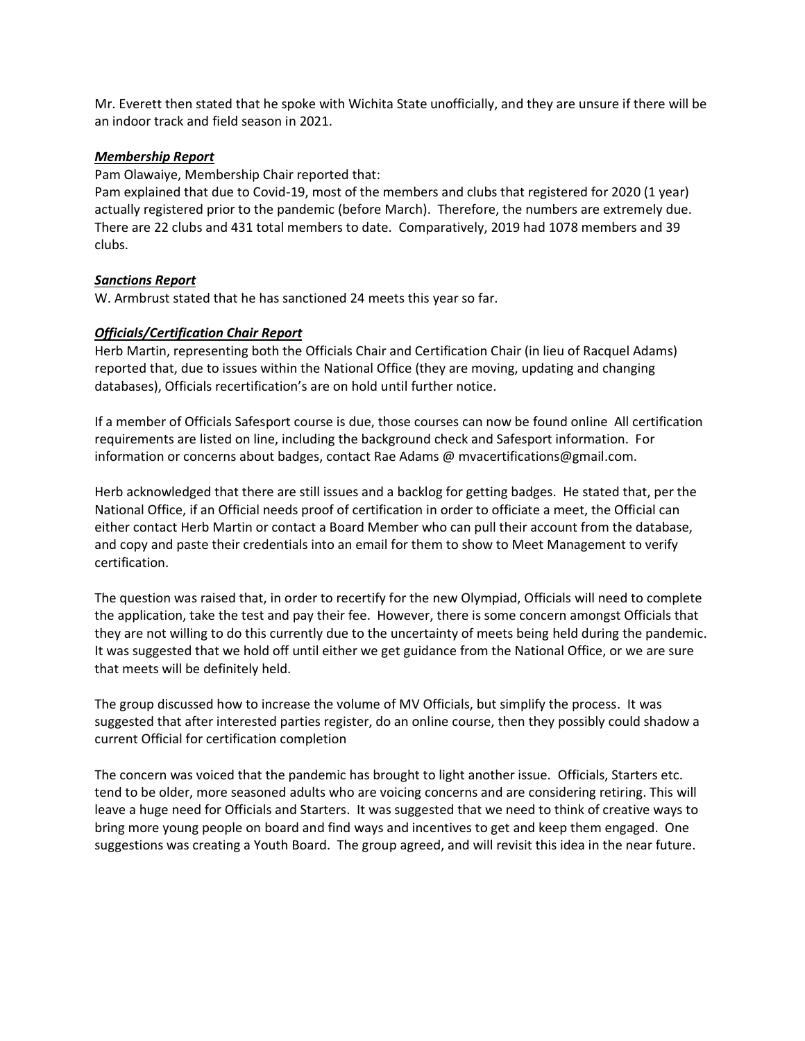Mr. Everett then stated that he spoke with Wichita State unofficially, and they are unsure if there will be an indoor track and field season in 2021.

***Membership Report***

Pam Olawaiye, Membership Chair reported that:
Pam explained that due to Covid-19, most of the members and clubs that registered for 2020 (1 year) actually registered prior to the pandemic (before March). Therefore, the numbers are extremely due. There are 22 clubs and 431 total members to date. Comparatively, 2019 had 1078 members and 39 clubs.

***Sanctions Report***

W. Armbrust stated that he has sanctioned 24 meets this year so far.

***Officials/Certification Chair Report***

Herb Martin, representing both the Officials Chair and Certification Chair (in lieu of Racquel Adams) reported that, due to issues within the National Office (they are moving, updating and changing databases), Officials recertification's are on hold until further notice.

If a member of Officials Safesport course is due, those courses can now be found online All certification requirements are listed on line, including the background check and Safesport information. For information or concerns about badges, contact Rae Adams @ mvacertifications@gmail.com.

Herb acknowledged that there are still issues and a backlog for getting badges. He stated that, per the National Office, if an Official needs proof of certification in order to officiate a meet, the Official can either contact Herb Martin or contact a Board Member who can pull their account from the database, and copy and paste their credentials into an email for them to show to Meet Management to verify certification.

The question was raised that, in order to recertify for the new Olympiad, Officials will need to complete the application, take the test and pay their fee. However, there is some concern amongst Officials that they are not willing to do this currently due to the uncertainty of meets being held during the pandemic. It was suggested that we hold off until either we get guidance from the National Office, or we are sure that meets will be definitely held.

The group discussed how to increase the volume of MV Officials, but simplify the process. It was suggested that after interested parties register, do an online course, then they possibly could shadow a current Official for certification completion

The concern was voiced that the pandemic has brought to light another issue. Officials, Starters etc. tend to be older, more seasoned adults who are voicing concerns and are considering retiring. This will leave a huge need for Officials and Starters. It was suggested that we need to think of creative ways to bring more young people on board and find ways and incentives to get and keep them engaged. One suggestions was creating a Youth Board. The group agreed, and will revisit this idea in the near future.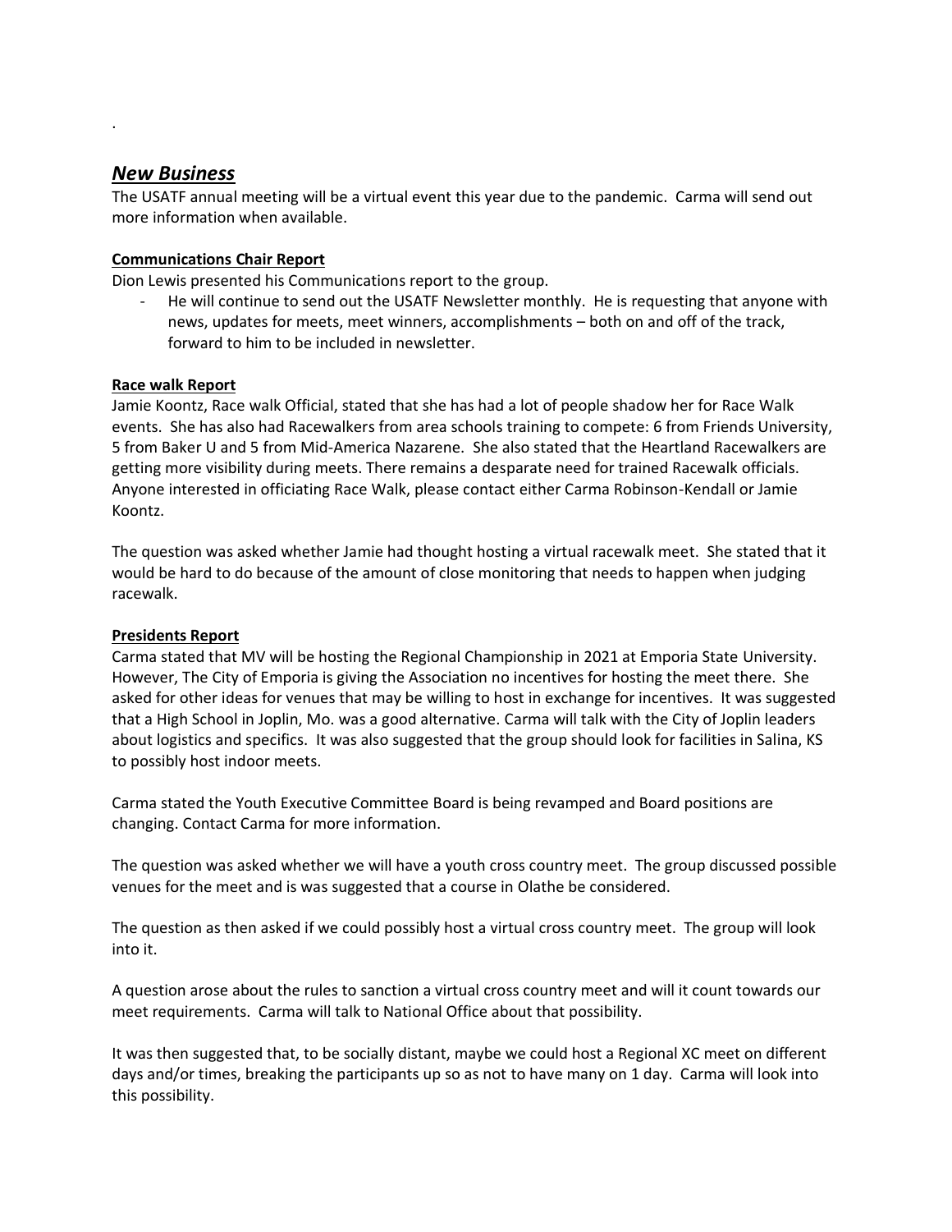.

## *New Business*

The USATF annual meeting will be a virtual event this year due to the pandemic. Carma will send out more information when available.

**Communications Chair Report**

Dion Lewis presented his Communications report to the group.

- He will continue to send out the USATF Newsletter monthly. He is requesting that anyone with news, updates for meets, meet winners, accomplishments – both on and off of the track, forward to him to be included in newsletter.

**Race walk Report**

Jamie Koontz, Race walk Official, stated that she has had a lot of people shadow her for Race Walk events. She has also had Racewalkers from area schools training to compete: 6 from Friends University, 5 from Baker U and 5 from Mid-America Nazarene. She also stated that the Heartland Racewalkers are getting more visibility during meets. There remains a desparate need for trained Racewalk officials. Anyone interested in officiating Race Walk, please contact either Carma Robinson-Kendall or Jamie Koontz.

The question was asked whether Jamie had thought hosting a virtual racewalk meet. She stated that it would be hard to do because of the amount of close monitoring that needs to happen when judging racewalk.

**Presidents Report**

Carma stated that MV will be hosting the Regional Championship in 2021 at Emporia State University. However, The City of Emporia is giving the Association no incentives for hosting the meet there. She asked for other ideas for venues that may be willing to host in exchange for incentives. It was suggested that a High School in Joplin, Mo. was a good alternative. Carma will talk with the City of Joplin leaders about logistics and specifics. It was also suggested that the group should look for facilities in Salina, KS to possibly host indoor meets.

Carma stated the Youth Executive Committee Board is being revamped and Board positions are changing. Contact Carma for more information.

The question was asked whether we will have a youth cross country meet. The group discussed possible venues for the meet and is was suggested that a course in Olathe be considered.

The question as then asked if we could possibly host a virtual cross country meet. The group will look into it.

A question arose about the rules to sanction a virtual cross country meet and will it count towards our meet requirements. Carma will talk to National Office about that possibility.

It was then suggested that, to be socially distant, maybe we could host a Regional XC meet on different days and/or times, breaking the participants up so as not to have many on 1 day. Carma will look into this possibility.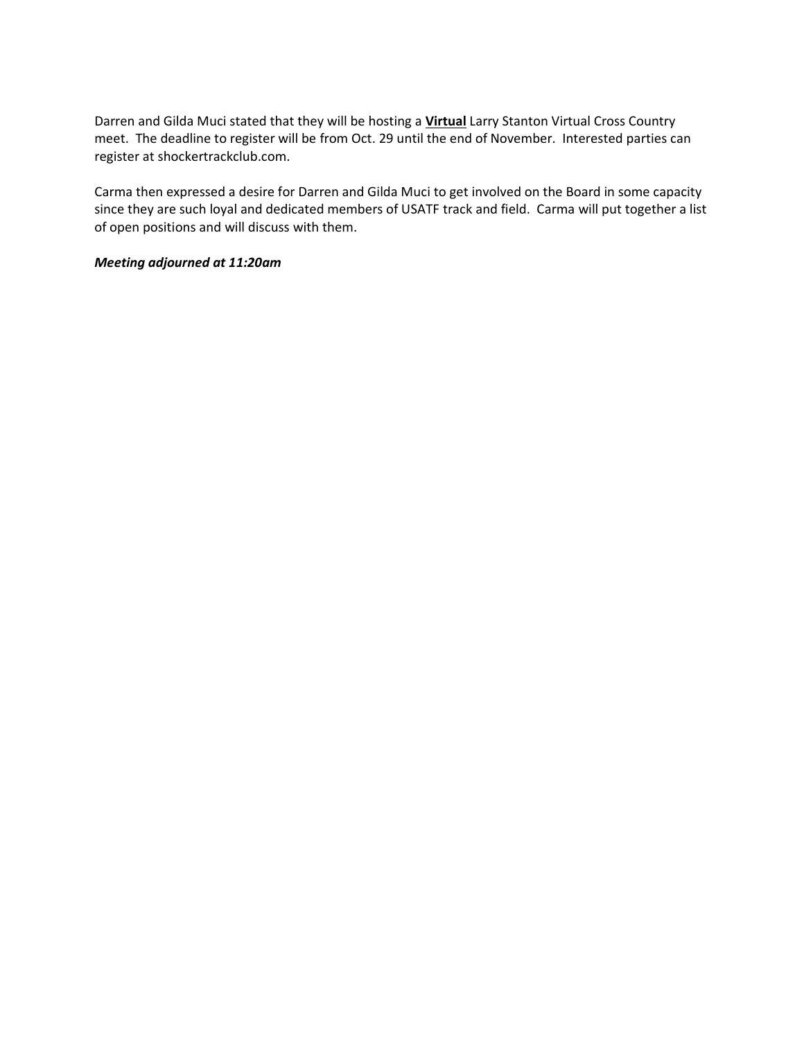Darren and Gilda Muci stated that they will be hosting a **Virtual** Larry Stanton Virtual Cross Country meet. The deadline to register will be from Oct. 29 until the end of November. Interested parties can register at shockertrackclub.com.

Carma then expressed a desire for Darren and Gilda Muci to get involved on the Board in some capacity since they are such loyal and dedicated members of USATF track and field. Carma will put together a list of open positions and will discuss with them.

***Meeting adjourned at 11:20am***